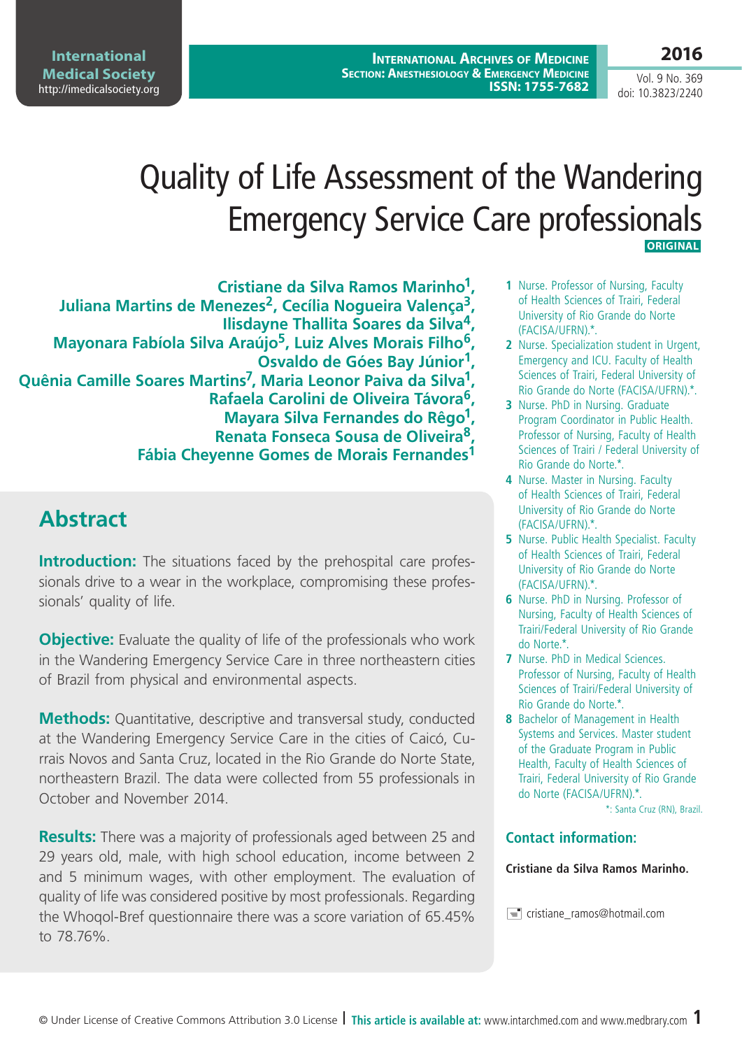# Quality of Life Assessment of the Wandering Emergency Service Care professionals

ORIGINAL

**Cristiane da Silva Ramos Marinho[1], Juliana Martins de Menezes[2], Cecília Nogueira Valença[3], Ilisdayne Thallita Soares da Silva[4], Mayonara Fabíola Silva Araújo[5], Luiz Alves Morais Filho[6], Osvaldo de Góes Bay Júnior[1], Quênia Camille Soares Martins[7], Maria Leonor Paiva da Silva[1], Rafaela Carolini de Oliveira Távora[6], Mayara Silva Fernandes do Rêgo[1], Renata Fonseca Sousa de Oliveira[8], Fábia Cheyenne Gomes de Morais Fernandes[1]**

1. Nurse. Professor of Nursing, Faculty of Health Sciences of Trairi, Federal University of Rio Grande do Norte (FACISA/UFRN).*.
2. Nurse. Specialization student in Urgent, Emergency and ICU. Faculty of Health Sciences of Trairi, Federal University of Rio Grande do Norte (FACISA/UFRN).*.
3. Nurse. PhD in Nursing. Graduate Program Coordinator in Public Health. Professor of Nursing, Faculty of Health Sciences of Trairi / Federal University of Rio Grande do Norte.*.
4. Nurse. Master in Nursing. Faculty of Health Sciences of Trairi, Federal University of Rio Grande do Norte (FACISA/UFRN).*.
5. Nurse. Public Health Specialist. Faculty of Health Sciences of Trairi, Federal University of Rio Grande do Norte (FACISA/UFRN).*.
6. Nurse. PhD in Nursing. Professor of Nursing, Faculty of Health Sciences of Trairi/Federal University of Rio Grande do Norte.*.
7. Nurse. PhD in Medical Sciences. Professor of Nursing, Faculty of Health Sciences of Trairi/Federal University of Rio Grande do Norte.*.
8. Bachelor of Management in Health Systems and Services. Master student of the Graduate Program in Public Health, Faculty of Health Sciences of Trairi, Federal University of Rio Grande do Norte (FACISA/UFRN).*.

*: Santa Cruz (RN), Brazil.

### Contact information:

**Cristiane da Silva Ramos Marinho.**

cristiane_ramos@hotmail.com

## Abstract

**Introduction:** The situations faced by the prehospital care professionals drive to a wear in the workplace, compromising these professionals' quality of life.

**Objective:** Evaluate the quality of life of the professionals who work in the Wandering Emergency Service Care in three northeastern cities of Brazil from physical and environmental aspects.

**Methods:** Quantitative, descriptive and transversal study, conducted at the Wandering Emergency Service Care in the cities of Caicó, Currais Novos and Santa Cruz, located in the Rio Grande do Norte State, northeastern Brazil. The data were collected from 55 professionals in October and November 2014.

**Results:** There was a majority of professionals aged between 25 and 29 years old, male, with high school education, income between 2 and 5 minimum wages, with other employment. The evaluation of quality of life was considered positive by most professionals. Regarding the Whoqol-Bref questionnaire there was a score variation of 65.45% to 78.76%.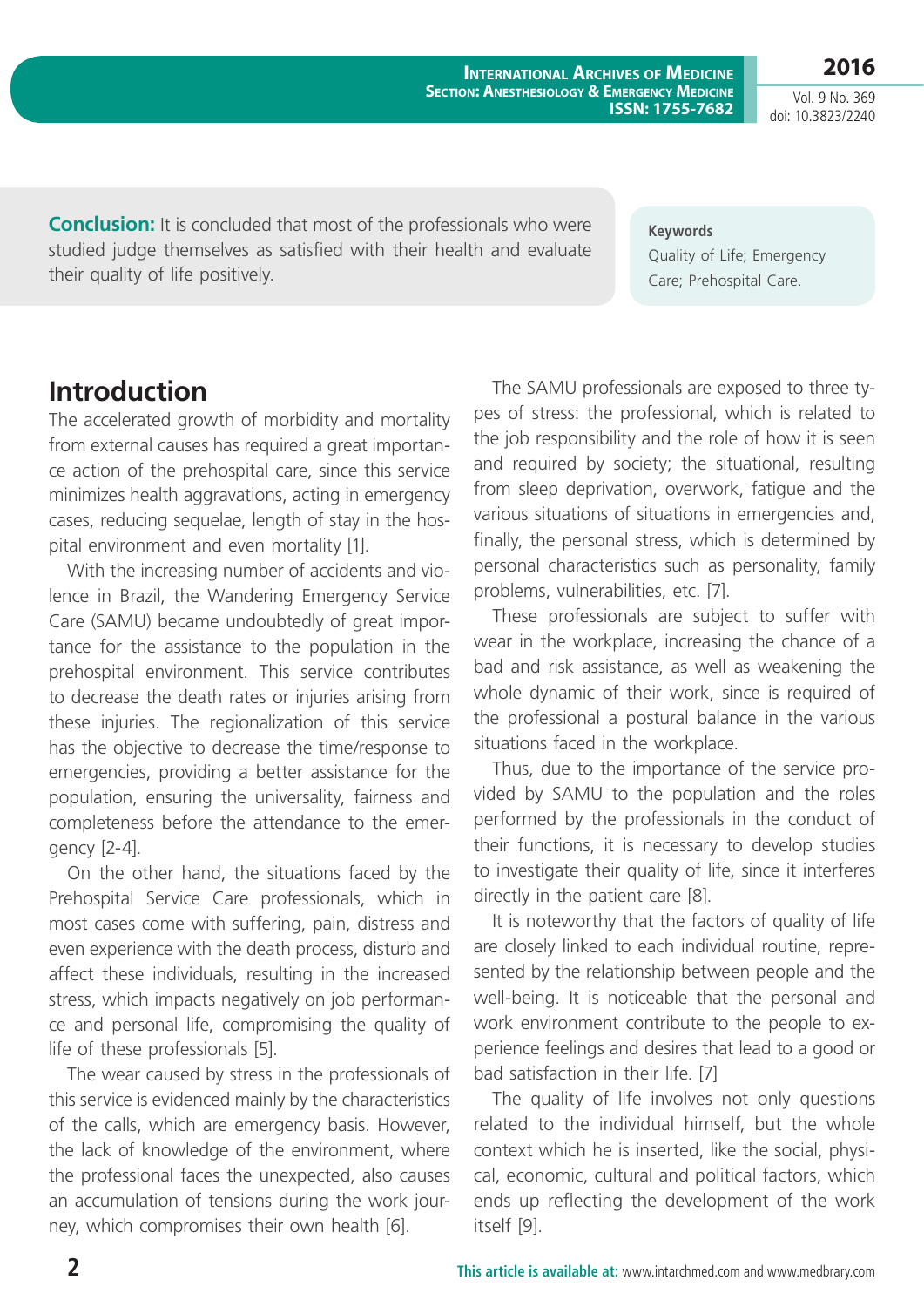**Conclusion:** It is concluded that most of the professionals who were studied judge themselves as satisfied with their health and evaluate their quality of life positively.

**Keywords**
Quality of Life; Emergency Care; Prehospital Care.

## Introduction

The accelerated growth of morbidity and mortality from external causes has required a great importance action of the prehospital care, since this service minimizes health aggravations, acting in emergency cases, reducing sequelae, length of stay in the hospital environment and even mortality [1].

With the increasing number of accidents and violence in Brazil, the Wandering Emergency Service Care (SAMU) became undoubtedly of great importance for the assistance to the population in the prehospital environment. This service contributes to decrease the death rates or injuries arising from these injuries. The regionalization of this service has the objective to decrease the time/response to emergencies, providing a better assistance for the population, ensuring the universality, fairness and completeness before the attendance to the emergency [2-4].

On the other hand, the situations faced by the Prehospital Service Care professionals, which in most cases come with suffering, pain, distress and even experience with the death process, disturb and affect these individuals, resulting in the increased stress, which impacts negatively on job performance and personal life, compromising the quality of life of these professionals [5].

The wear caused by stress in the professionals of this service is evidenced mainly by the characteristics of the calls, which are emergency basis. However, the lack of knowledge of the environment, where the professional faces the unexpected, also causes an accumulation of tensions during the work journey, which compromises their own health [6].

The SAMU professionals are exposed to three types of stress: the professional, which is related to the job responsibility and the role of how it is seen and required by society; the situational, resulting from sleep deprivation, overwork, fatigue and the various situations of situations in emergencies and, finally, the personal stress, which is determined by personal characteristics such as personality, family problems, vulnerabilities, etc. [7].

These professionals are subject to suffer with wear in the workplace, increasing the chance of a bad and risk assistance, as well as weakening the whole dynamic of their work, since is required of the professional a postural balance in the various situations faced in the workplace.

Thus, due to the importance of the service provided by SAMU to the population and the roles performed by the professionals in the conduct of their functions, it is necessary to develop studies to investigate their quality of life, since it interferes directly in the patient care [8].

It is noteworthy that the factors of quality of life are closely linked to each individual routine, represented by the relationship between people and the well-being. It is noticeable that the personal and work environment contribute to the people to experience feelings and desires that lead to a good or bad satisfaction in their life. [7]

The quality of life involves not only questions related to the individual himself, but the whole context which he is inserted, like the social, physical, economic, cultural and political factors, which ends up reflecting the development of the work itself [9].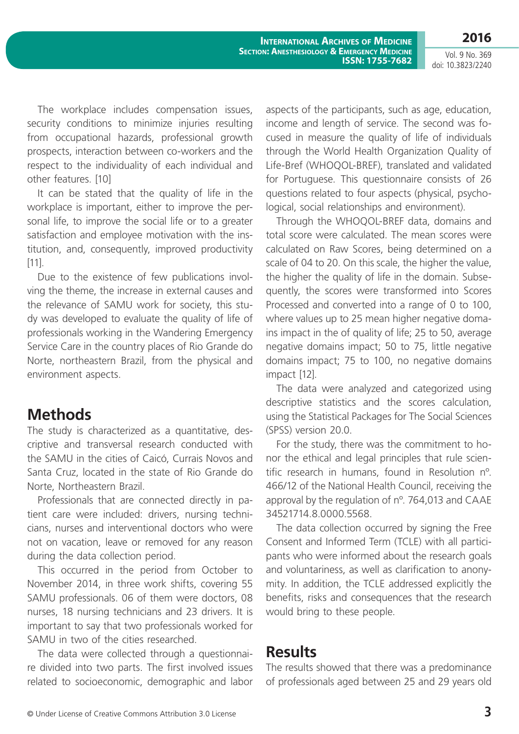The workplace includes compensation issues, security conditions to minimize injuries resulting from occupational hazards, professional growth prospects, interaction between co-workers and the respect to the individuality of each individual and other features. [10]

It can be stated that the quality of life in the workplace is important, either to improve the personal life, to improve the social life or to a greater satisfaction and employee motivation with the institution, and, consequently, improved productivity [11].

Due to the existence of few publications involving the theme, the increase in external causes and the relevance of SAMU work for society, this study was developed to evaluate the quality of life of professionals working in the Wandering Emergency Service Care in the country places of Rio Grande do Norte, northeastern Brazil, from the physical and environment aspects.

## Methods

The study is characterized as a quantitative, descriptive and transversal research conducted with the SAMU in the cities of Caicó, Currais Novos and Santa Cruz, located in the state of Rio Grande do Norte, Northeastern Brazil.

Professionals that are connected directly in patient care were included: drivers, nursing technicians, nurses and interventional doctors who were not on vacation, leave or removed for any reason during the data collection period.

This occurred in the period from October to November 2014, in three work shifts, covering 55 SAMU professionals. 06 of them were doctors, 08 nurses, 18 nursing technicians and 23 drivers. It is important to say that two professionals worked for SAMU in two of the cities researched.

The data were collected through a questionnaire divided into two parts. The first involved issues related to socioeconomic, demographic and labor aspects of the participants, such as age, education, income and length of service. The second was focused in measure the quality of life of individuals through the World Health Organization Quality of Life-Bref (WHOQOL-BREF), translated and validated for Portuguese. This questionnaire consists of 26 questions related to four aspects (physical, psychological, social relationships and environment).

Through the WHOQOL-BREF data, domains and total score were calculated. The mean scores were calculated on Raw Scores, being determined on a scale of 04 to 20. On this scale, the higher the value, the higher the quality of life in the domain. Subsequently, the scores were transformed into Scores Processed and converted into a range of 0 to 100, where values up to 25 mean higher negative domains impact in the of quality of life; 25 to 50, average negative domains impact; 50 to 75, little negative domains impact; 75 to 100, no negative domains impact [12].

The data were analyzed and categorized using descriptive statistics and the scores calculation, using the Statistical Packages for The Social Sciences (SPSS) version 20.0.

For the study, there was the commitment to honor the ethical and legal principles that rule scientific research in humans, found in Resolution nº. 466/12 of the National Health Council, receiving the approval by the regulation of nº. 764,013 and CAAE 34521714.8.0000.5568.

The data collection occurred by signing the Free Consent and Informed Term (TCLE) with all participants who were informed about the research goals and voluntariness, as well as clarification to anonymity. In addition, the TCLE addressed explicitly the benefits, risks and consequences that the research would bring to these people.

## Results

The results showed that there was a predominance of professionals aged between 25 and 29 years old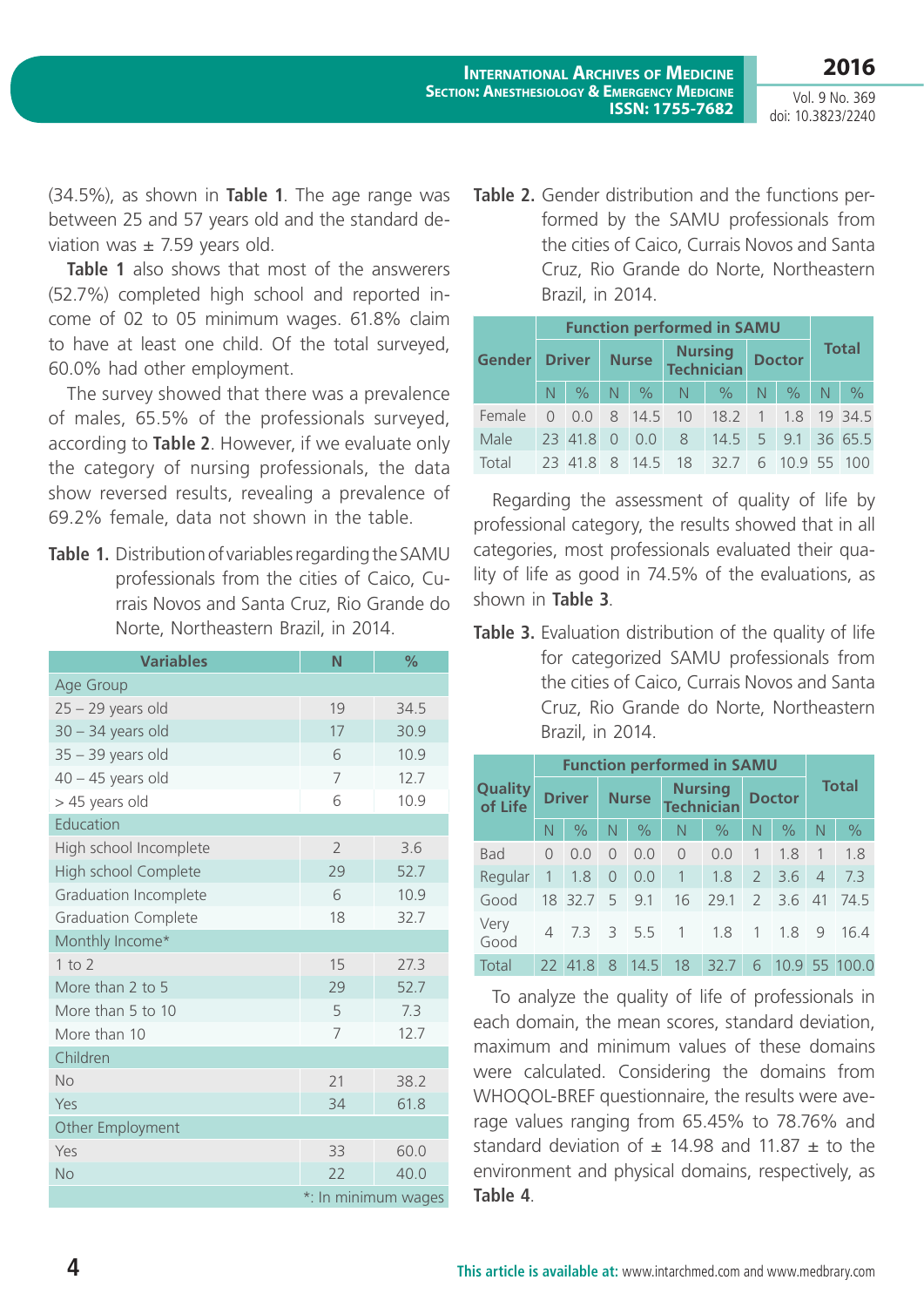(34.5%), as shown in **Table 1**. The age range was between 25 and 57 years old and the standard deviation was ± 7.59 years old.

**Table 1** also shows that most of the answerers (52.7%) completed high school and reported income of 02 to 05 minimum wages. 61.8% claim to have at least one child. Of the total surveyed, 60.0% had other employment.

The survey showed that there was a prevalence of males, 65.5% of the professionals surveyed, according to **Table 2**. However, if we evaluate only the category of nursing professionals, the data show reversed results, revealing a prevalence of 69.2% female, data not shown in the table.

**Table 1.** Distribution of variables regarding the SAMU professionals from the cities of Caico, Currais Novos and Santa Cruz, Rio Grande do Norte, Northeastern Brazil, in 2014.

| Variables | N | % |
|---|---|---|
| Age Group | | |
| 25 – 29 years old | 19 | 34.5 |
| 30 – 34 years old | 17 | 30.9 |
| 35 – 39 years old | 6 | 10.9 |
| 40 – 45 years old | 7 | 12.7 |
| > 45 years old | 6 | 10.9 |
| Education | | |
| High school Incomplete | 2 | 3.6 |
| High school Complete | 29 | 52.7 |
| Graduation Incomplete | 6 | 10.9 |
| Graduation Complete | 18 | 32.7 |
| Monthly Income* | | |
| 1 to 2 | 15 | 27.3 |
| More than 2 to 5 | 29 | 52.7 |
| More than 5 to 10 | 5 | 7.3 |
| More than 10 | 7 | 12.7 |
| Children | | |
| No | 21 | 38.2 |
| Yes | 34 | 61.8 |
| Other Employment | | |
| Yes | 33 | 60.0 |
| No | 22 | 40.0 |

*: In minimum wages

**Table 2.** Gender distribution and the functions performed by the SAMU professionals from the cities of Caico, Currais Novos and Santa Cruz, Rio Grande do Norte, Northeastern Brazil, in 2014.

| Gender | Function performed in SAMU | | | | | | | | Total | |
|---|---|---|---|---|---|---|---|---|---|---|
| | Driver | | Nurse | | Nursing Technician | | Doctor | | | |
| | N | % | N | % | N | % | N | % | N | % |
| Female | 0 | 0.0 | 8 | 14.5 | 10 | 18.2 | 1 | 1.8 | 19 | 34.5 |
| Male | 23 | 41.8 | 0 | 0.0 | 8 | 14.5 | 5 | 9.1 | 36 | 65.5 |
| Total | 23 | 41.8 | 8 | 14.5 | 18 | 32.7 | 6 | 10.9 | 55 | 100 |

Regarding the assessment of quality of life by professional category, the results showed that in all categories, most professionals evaluated their quality of life as good in 74.5% of the evaluations, as shown in **Table 3**.

**Table 3.** Evaluation distribution of the quality of life for categorized SAMU professionals from the cities of Caico, Currais Novos and Santa Cruz, Rio Grande do Norte, Northeastern Brazil, in 2014.

| Quality of Life | Function performed in SAMU | | | | | | | | Total | |
|---|---|---|---|---|---|---|---|---|---|---|
| | Driver | | Nurse | | Nursing Technician | | Doctor | | | |
| | N | % | N | % | N | % | N | % | N | % |
| Bad | 0 | 0.0 | 0 | 0.0 | 0 | 0.0 | 1 | 1.8 | 1 | 1.8 |
| Regular | 1 | 1.8 | 0 | 0.0 | 1 | 1.8 | 2 | 3.6 | 4 | 7.3 |
| Good | 18 | 32.7 | 5 | 9.1 | 16 | 29.1 | 2 | 3.6 | 41 | 74.5 |
| Very Good | 4 | 7.3 | 3 | 5.5 | 1 | 1.8 | 1 | 1.8 | 9 | 16.4 |
| Total | 22 | 41.8 | 8 | 14.5 | 18 | 32.7 | 6 | 10.9 | 55 | 100.0 |

To analyze the quality of life of professionals in each domain, the mean scores, standard deviation, maximum and minimum values of these domains were calculated. Considering the domains from WHOQOL-BREF questionnaire, the results were average values ranging from 65.45% to 78.76% and standard deviation of ± 14.98 and 11.87 ± to the environment and physical domains, respectively, as **Table 4**.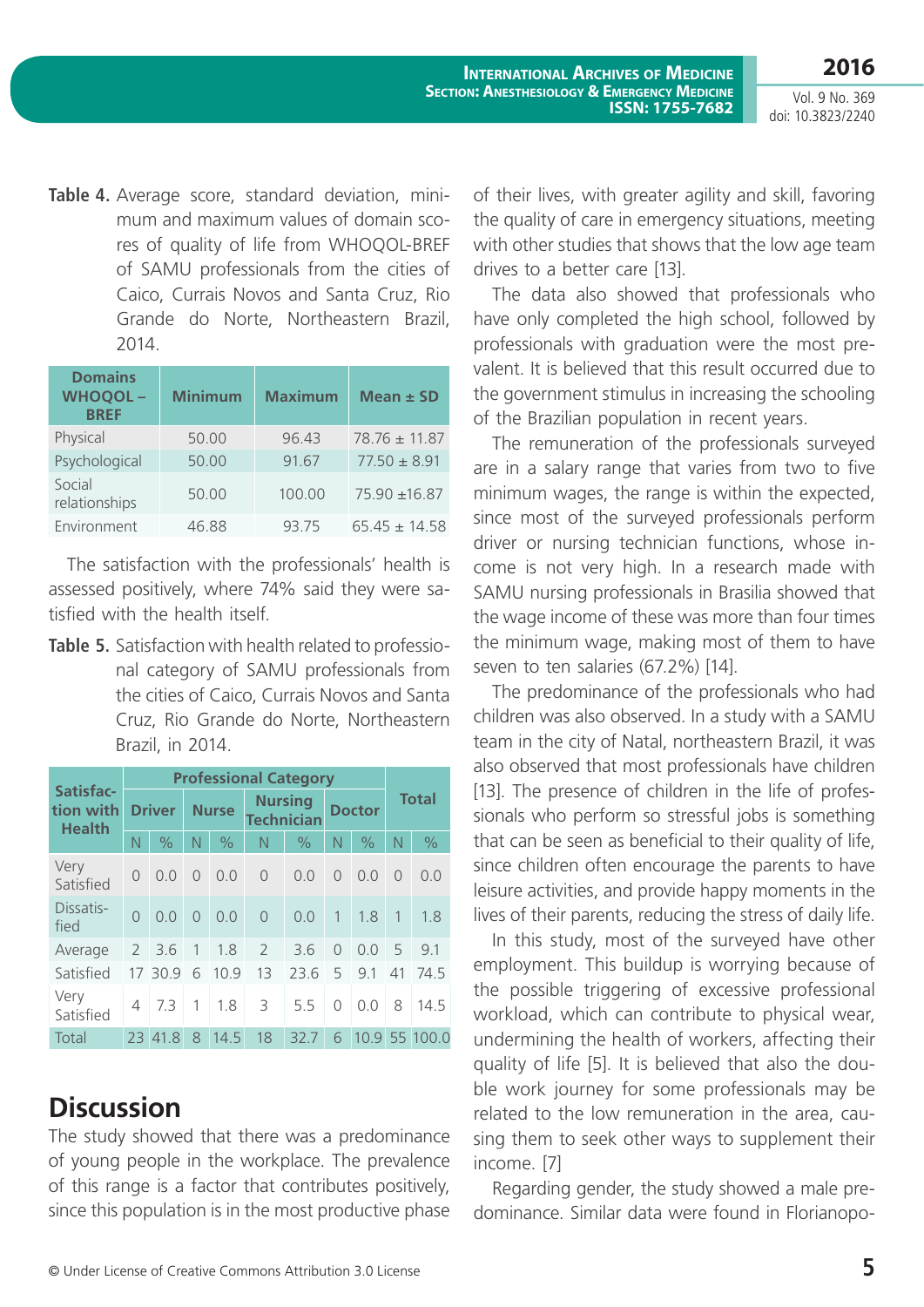**Table 4.** Average score, standard deviation, minimum and maximum values of domain scores of quality of life from WHOQOL-BREF of SAMU professionals from the cities of Caico, Currais Novos and Santa Cruz, Rio Grande do Norte, Northeastern Brazil, 2014.

| Domains WHOQOL – BREF | Minimum | Maximum | Mean ± SD |
|---|---|---|---|
| Physical | 50.00 | 96.43 | 78.76 ± 11.87 |
| Psychological | 50.00 | 91.67 | 77.50 ± 8.91 |
| Social relationships | 50.00 | 100.00 | 75.90 ±16.87 |
| Environment | 46.88 | 93.75 | 65.45 ± 14.58 |

The satisfaction with the professionals' health is assessed positively, where 74% said they were satisfied with the health itself.

**Table 5.** Satisfaction with health related to professional category of SAMU professionals from the cities of Caico, Currais Novos and Santa Cruz, Rio Grande do Norte, Northeastern Brazil, in 2014.

| Satisfaction with Health | Professional Category | | | | | | | | Total | |
|---|---|---|---|---|---|---|---|---|---|---|
| | Driver | | Nurse | | Nursing Technician | | Doctor | | | |
| | N | % | N | % | N | % | N | % | N | % |
| Very Satisfied | 0 | 0.0 | 0 | 0.0 | 0 | 0.0 | 0 | 0.0 | 0 | 0.0 |
| Dissatisfied | 0 | 0.0 | 0 | 0.0 | 0 | 0.0 | 1 | 1.8 | 1 | 1.8 |
| Average | 2 | 3.6 | 1 | 1.8 | 2 | 3.6 | 0 | 0.0 | 5 | 9.1 |
| Satisfied | 17 | 30.9 | 6 | 10.9 | 13 | 23.6 | 5 | 9.1 | 41 | 74.5 |
| Very Satisfied | 4 | 7.3 | 1 | 1.8 | 3 | 5.5 | 0 | 0.0 | 8 | 14.5 |
| Total | 23 | 41.8 | 8 | 14.5 | 18 | 32.7 | 6 | 10.9 | 55 | 100.0 |

## Discussion

The study showed that there was a predominance of young people in the workplace. The prevalence of this range is a factor that contributes positively, since this population is in the most productive phase of their lives, with greater agility and skill, favoring the quality of care in emergency situations, meeting with other studies that shows that the low age team drives to a better care [13].

The data also showed that professionals who have only completed the high school, followed by professionals with graduation were the most prevalent. It is believed that this result occurred due to the government stimulus in increasing the schooling of the Brazilian population in recent years.

The remuneration of the professionals surveyed are in a salary range that varies from two to five minimum wages, the range is within the expected, since most of the surveyed professionals perform driver or nursing technician functions, whose income is not very high. In a research made with SAMU nursing professionals in Brasilia showed that the wage income of these was more than four times the minimum wage, making most of them to have seven to ten salaries (67.2%) [14].

The predominance of the professionals who had children was also observed. In a study with a SAMU team in the city of Natal, northeastern Brazil, it was also observed that most professionals have children [13]. The presence of children in the life of professionals who perform so stressful jobs is something that can be seen as beneficial to their quality of life, since children often encourage the parents to have leisure activities, and provide happy moments in the lives of their parents, reducing the stress of daily life.

In this study, most of the surveyed have other employment. This buildup is worrying because of the possible triggering of excessive professional workload, which can contribute to physical wear, undermining the health of workers, affecting their quality of life [5]. It is believed that also the double work journey for some professionals may be related to the low remuneration in the area, causing them to seek other ways to supplement their income. [7]

Regarding gender, the study showed a male predominance. Similar data were found in Florianopo-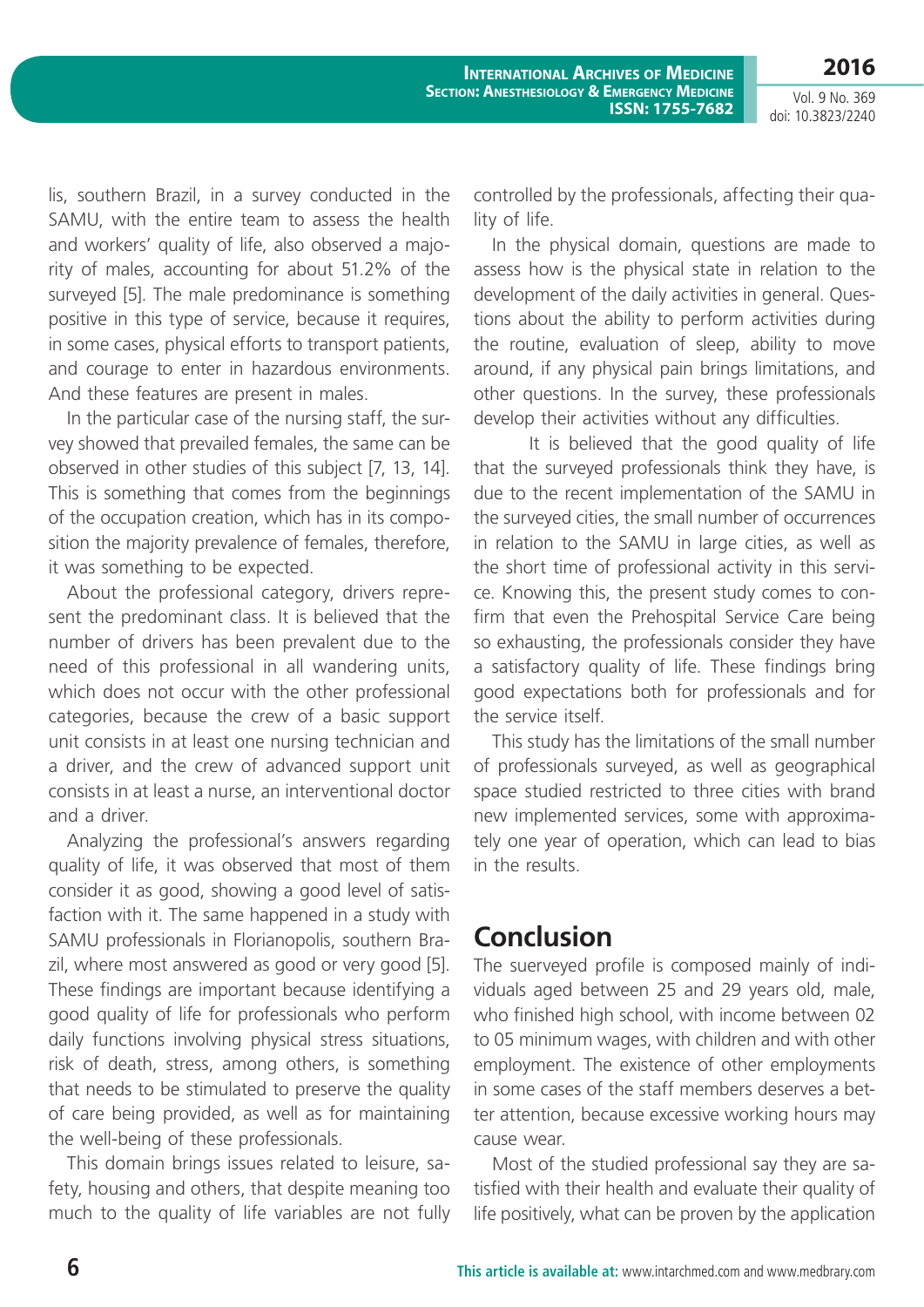lis, southern Brazil, in a survey conducted in the SAMU, with the entire team to assess the health and workers' quality of life, also observed a majority of males, accounting for about 51.2% of the surveyed [5]. The male predominance is something positive in this type of service, because it requires, in some cases, physical efforts to transport patients, and courage to enter in hazardous environments. And these features are present in males.

In the particular case of the nursing staff, the survey showed that prevailed females, the same can be observed in other studies of this subject [7, 13, 14]. This is something that comes from the beginnings of the occupation creation, which has in its composition the majority prevalence of females, therefore, it was something to be expected.

About the professional category, drivers represent the predominant class. It is believed that the number of drivers has been prevalent due to the need of this professional in all wandering units, which does not occur with the other professional categories, because the crew of a basic support unit consists in at least one nursing technician and a driver, and the crew of advanced support unit consists in at least a nurse, an interventional doctor and a driver.

Analyzing the professional's answers regarding quality of life, it was observed that most of them consider it as good, showing a good level of satisfaction with it. The same happened in a study with SAMU professionals in Florianopolis, southern Brazil, where most answered as good or very good [5]. These findings are important because identifying a good quality of life for professionals who perform daily functions involving physical stress situations, risk of death, stress, among others, is something that needs to be stimulated to preserve the quality of care being provided, as well as for maintaining the well-being of these professionals.

This domain brings issues related to leisure, safety, housing and others, that despite meaning too much to the quality of life variables are not fully controlled by the professionals, affecting their quality of life.

In the physical domain, questions are made to assess how is the physical state in relation to the development of the daily activities in general. Questions about the ability to perform activities during the routine, evaluation of sleep, ability to move around, if any physical pain brings limitations, and other questions. In the survey, these professionals develop their activities without any difficulties.

It is believed that the good quality of life that the surveyed professionals think they have, is due to the recent implementation of the SAMU in the surveyed cities, the small number of occurrences in relation to the SAMU in large cities, as well as the short time of professional activity in this service. Knowing this, the present study comes to confirm that even the Prehospital Service Care being so exhausting, the professionals consider they have a satisfactory quality of life. These findings bring good expectations both for professionals and for the service itself.

This study has the limitations of the small number of professionals surveyed, as well as geographical space studied restricted to three cities with brand new implemented services, some with approximately one year of operation, which can lead to bias in the results.

## Conclusion

The suerveyed profile is composed mainly of individuals aged between 25 and 29 years old, male, who finished high school, with income between 02 to 05 minimum wages, with children and with other employment. The existence of other employments in some cases of the staff members deserves a better attention, because excessive working hours may cause wear.

Most of the studied professional say they are satisfied with their health and evaluate their quality of life positively, what can be proven by the application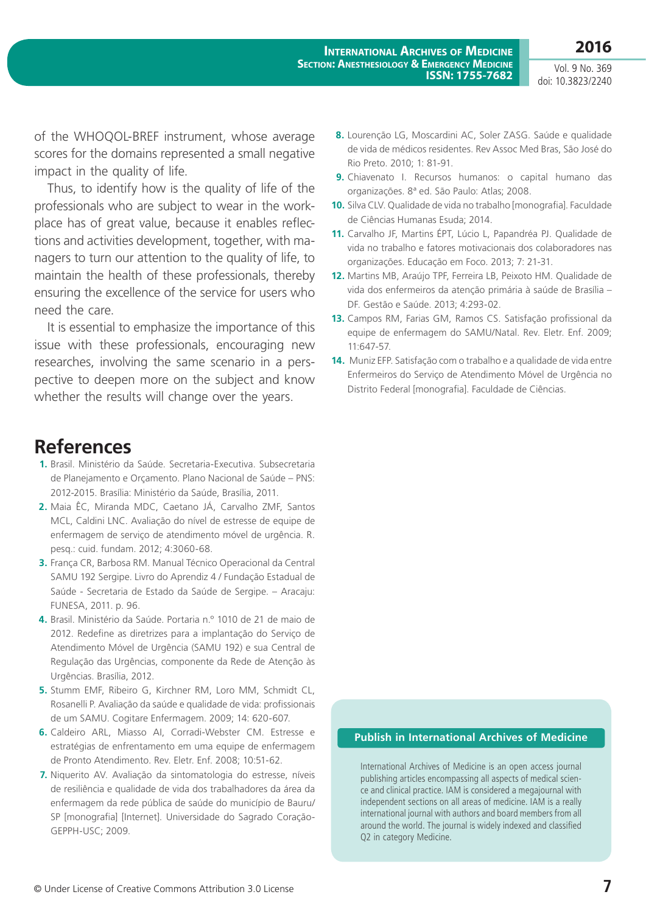of the WHOQOL-BREF instrument, whose average scores for the domains represented a small negative impact in the quality of life.

Thus, to identify how is the quality of life of the professionals who are subject to wear in the workplace has of great value, because it enables reflections and activities development, together, with managers to turn our attention to the quality of life, to maintain the health of these professionals, thereby ensuring the excellence of the service for users who need the care.

It is essential to emphasize the importance of this issue with these professionals, encouraging new researches, involving the same scenario in a perspective to deepen more on the subject and know whether the results will change over the years.

# References

1. Brasil. Ministério da Saúde. Secretaria-Executiva. Subsecretaria de Planejamento e Orçamento. Plano Nacional de Saúde – PNS: 2012-2015. Brasília: Ministério da Saúde, Brasília, 2011.
2. Maia ÊC, Miranda MDC, Caetano JÁ, Carvalho ZMF, Santos MCL, Caldini LNC. Avaliação do nível de estresse de equipe de enfermagem de serviço de atendimento móvel de urgência. R. pesq.: cuid. fundam. 2012; 4:3060-68.
3. França CR, Barbosa RM. Manual Técnico Operacional da Central SAMU 192 Sergipe. Livro do Aprendiz 4 / Fundação Estadual de Saúde - Secretaria de Estado da Saúde de Sergipe. – Aracaju: FUNESA, 2011. p. 96.
4. Brasil. Ministério da Saúde. Portaria n.º 1010 de 21 de maio de 2012. Redefine as diretrizes para a implantação do Serviço de Atendimento Móvel de Urgência (SAMU 192) e sua Central de Regulação das Urgências, componente da Rede de Atenção às Urgências. Brasília, 2012.
5. Stumm EMF, Ribeiro G, Kirchner RM, Loro MM, Schmidt CL, Rosanelli P. Avaliação da saúde e qualidade de vida: profissionais de um SAMU. Cogitare Enfermagem. 2009; 14: 620-607.
6. Caldeiro ARL, Miasso AI, Corradi-Webster CM. Estresse e estratégias de enfrentamento em uma equipe de enfermagem de Pronto Atendimento. Rev. Eletr. Enf. 2008; 10:51-62.
7. Niquerito AV. Avaliação da sintomatologia do estresse, níveis de resiliência e qualidade de vida dos trabalhadores da área da enfermagem da rede pública de saúde do município de Bauru/SP [monografia] [Internet]. Universidade do Sagrado Coração-GEPPH-USC; 2009.
8. Lourenção LG, Moscardini AC, Soler ZASG. Saúde e qualidade de vida de médicos residentes. Rev Assoc Med Bras, São José do Rio Preto. 2010; 1: 81-91.
9. Chiavenato I. Recursos humanos: o capital humano das organizações. 8ª ed. São Paulo: Atlas; 2008.
10. Silva CLV. Qualidade de vida no trabalho [monografia]. Faculdade de Ciências Humanas Esuda; 2014.
11. Carvalho JF, Martins ÉPT, Lúcio L, Papandréa PJ. Qualidade de vida no trabalho e fatores motivacionais dos colaboradores nas organizações. Educação em Foco. 2013; 7: 21-31.
12. Martins MB, Araújo TPF, Ferreira LB, Peixoto HM. Qualidade de vida dos enfermeiros da atenção primária à saúde de Brasília – DF. Gestão e Saúde. 2013; 4:293-02.
13. Campos RM, Farias GM, Ramos CS. Satisfação profissional da equipe de enfermagem do SAMU/Natal. Rev. Eletr. Enf. 2009; 11:647-57.
14. Muniz EFP. Satisfação com o trabalho e a qualidade de vida entre Enfermeiros do Serviço de Atendimento Móvel de Urgência no Distrito Federal [monografia]. Faculdade de Ciências.

**Publish in International Archives of Medicine**

International Archives of Medicine is an open access journal publishing articles encompassing all aspects of medical science and clinical practice. IAM is considered a megajournal with independent sections on all areas of medicine. IAM is a really international journal with authors and board members from all around the world. The journal is widely indexed and classified Q2 in category Medicine.